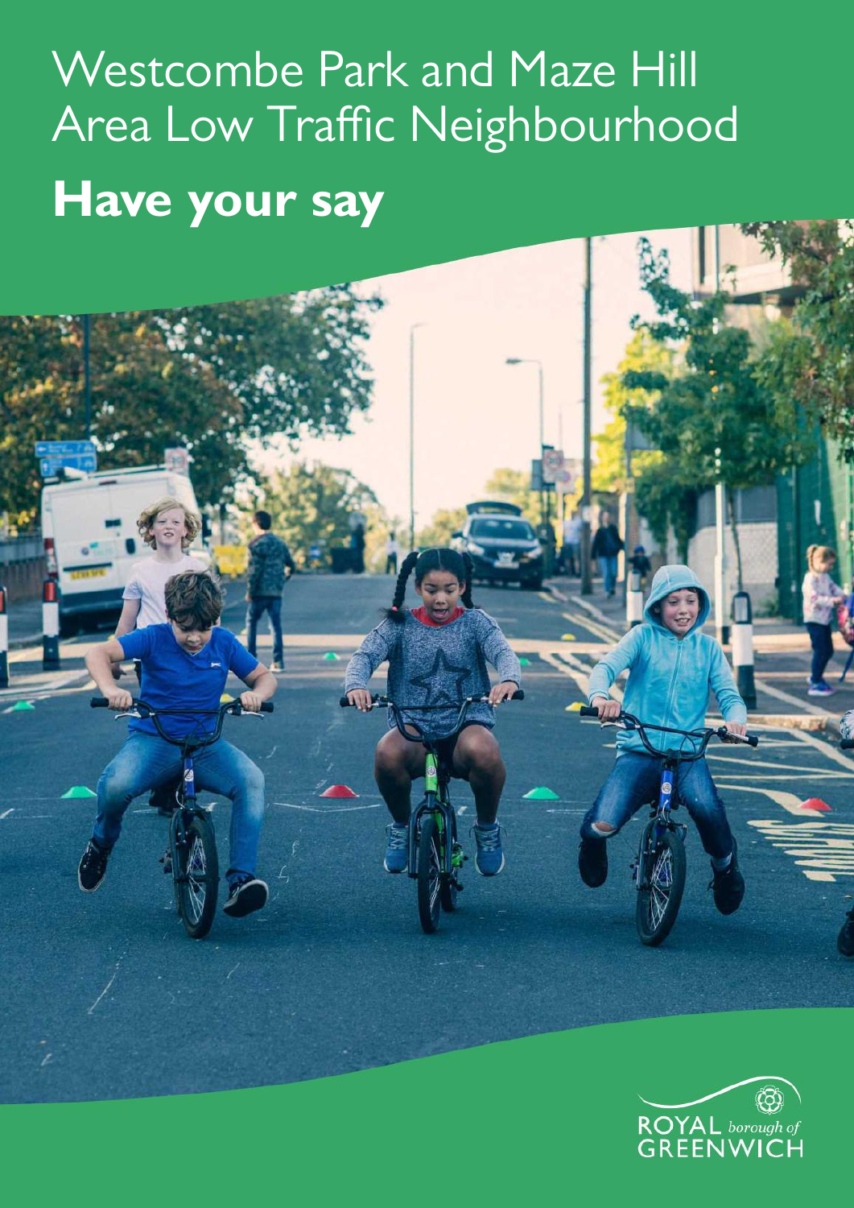# Westcombe Park and Maze Hill Area Low Traffic Neighbourhood

## **Have your say**

ROYAL *borough of* GREENWICH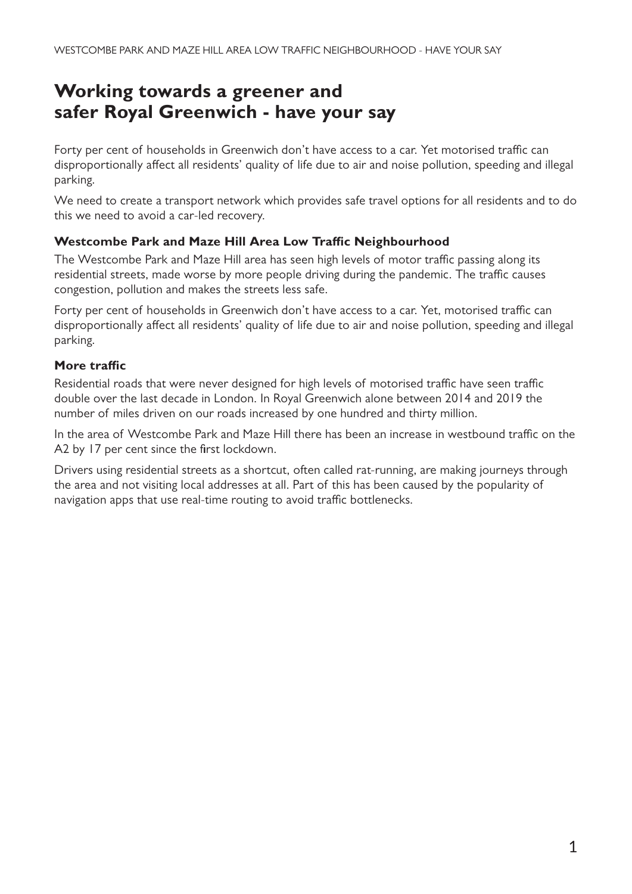# Working towards a greener and safer Royal Greenwich - have your say

Forty per cent of households in Greenwich don't have access to a car. Yet motorised traffic can disproportionally affect all residents' quality of life due to air and noise pollution, speeding and illegal parking.

We need to create a transport network which provides safe travel options for all residents and to do this we need to avoid a car-led recovery.

### Westcombe Park and Maze Hill Area Low Traffic Neighbourhood

The Westcombe Park and Maze Hill area has seen high levels of motor traffic passing along its residential streets, made worse by more people driving during the pandemic. The traffic causes congestion, pollution and makes the streets less safe.

Forty per cent of households in Greenwich don't have access to a car. Yet, motorised traffic can disproportionally affect all residents' quality of life due to air and noise pollution, speeding and illegal parking.

### More traffic

Residential roads that were never designed for high levels of motorised traffic have seen traffic double over the last decade in London. In Royal Greenwich alone between 2014 and 2019 the number of miles driven on our roads increased by one hundred and thirty million.

In the area of Westcombe Park and Maze Hill there has been an increase in westbound traffic on the A2 by 17 per cent since the first lockdown.

Drivers using residential streets as a shortcut, often called rat-running, are making journeys through the area and not visiting local addresses at all. Part of this has been caused by the popularity of navigation apps that use real-time routing to avoid traffic bottlenecks.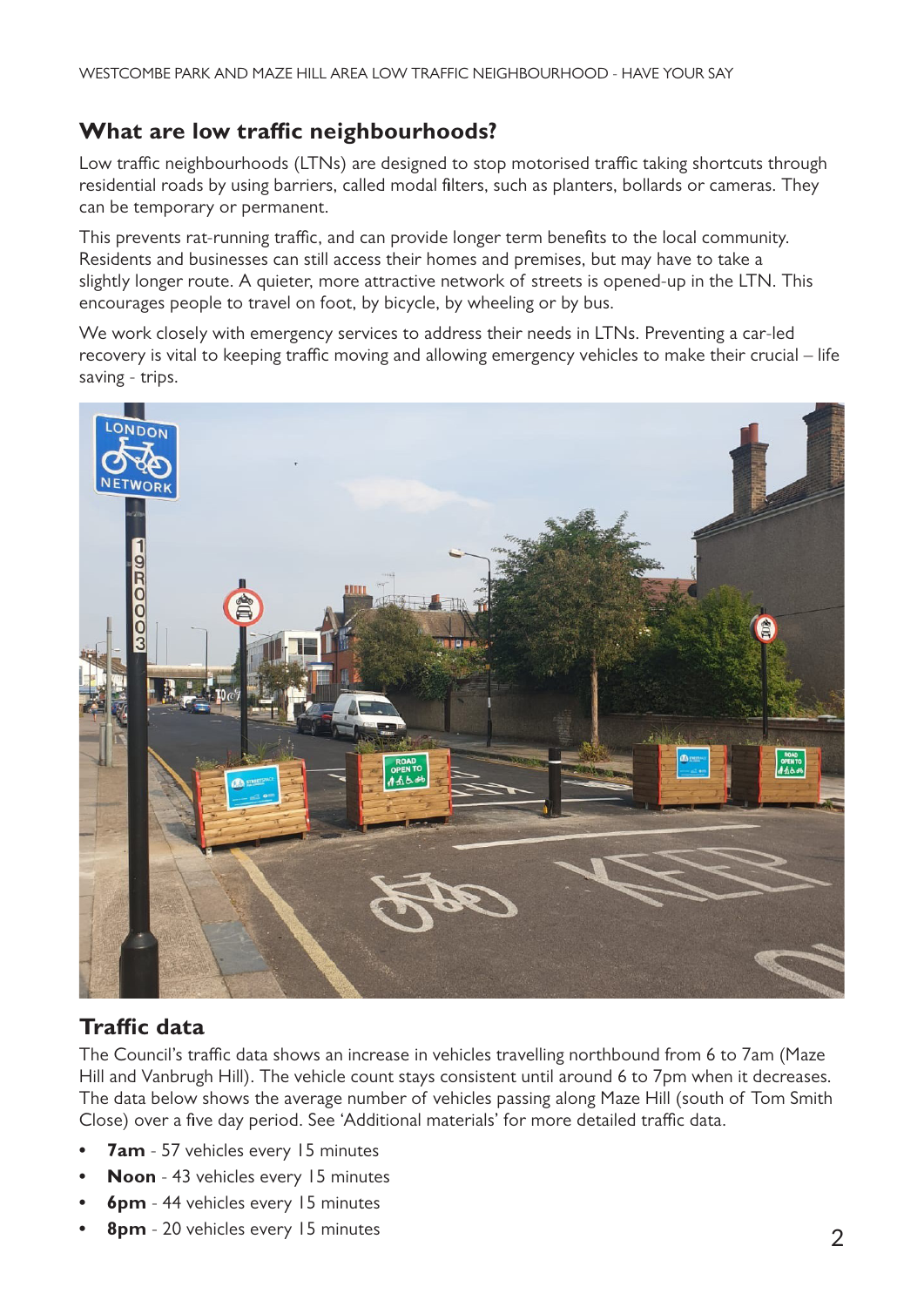## What are low traffic neighbourhoods?

Low traffic neighbourhoods (LTNs) are designed to stop motorised traffic taking shortcuts through residential roads by using barriers, called modal filters, such as planters, bollards or cameras. They can be temporary or permanent.

This prevents rat-running traffic, and can provide longer term benefits to the local community. Residents and businesses can still access their homes and premises, but may have to take a slightly longer route. A quieter, more attractive network of streets is opened-up in the LTN. This encourages people to travel on foot, by bicycle, by wheeling or by bus.

We work closely with emergency services to address their needs in LTNs. Preventing a car-led recovery is vital to keeping traffic moving and allowing emergency vehicles to make their crucial – life saving - trips.

## Traffic data

The Council's traffic data shows an increase in vehicles travelling northbound from 6 to 7am (Maze Hill and Vanbrugh Hill). The vehicle count stays consistent until around 6 to 7pm when it decreases. The data below shows the average number of vehicles passing along Maze Hill (south of Tom Smith Close) over a five day period. See 'Additional materials' for more detailed traffic data.

- **7am** - 57 vehicles every 15 minutes
- **Noon** - 43 vehicles every 15 minutes
- **6pm** - 44 vehicles every 15 minutes
- **8pm** - 20 vehicles every 15 minutes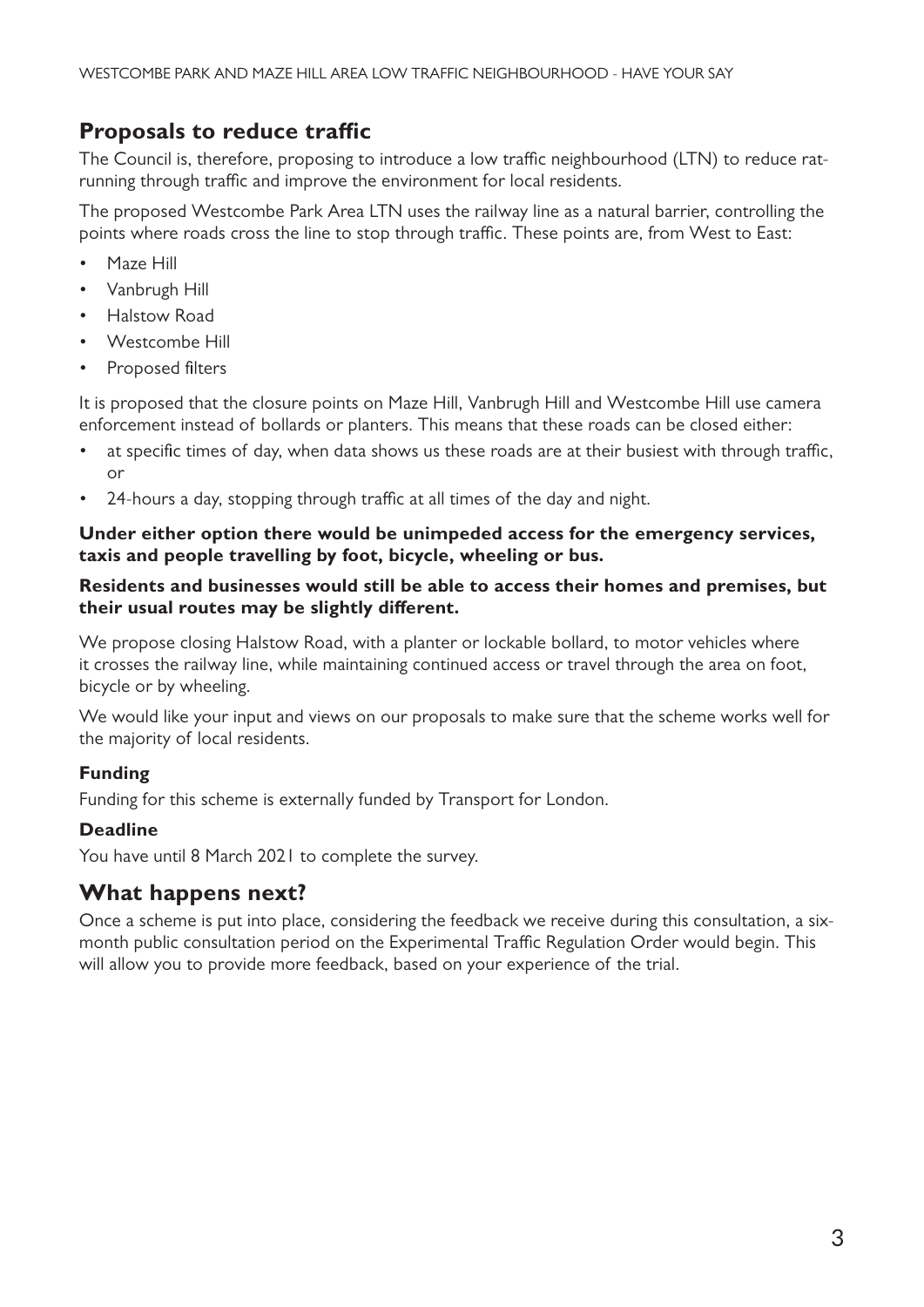## Proposals to reduce traffic

The Council is, therefore, proposing to introduce a low traffic neighbourhood (LTN) to reduce rat-running through traffic and improve the environment for local residents.

The proposed Westcombe Park Area LTN uses the railway line as a natural barrier, controlling the points where roads cross the line to stop through traffic. These points are, from West to East:

- Maze Hill
- Vanbrugh Hill
- Halstow Road
- Westcombe Hill
- Proposed filters

It is proposed that the closure points on Maze Hill, Vanbrugh Hill and Westcombe Hill use camera enforcement instead of bollards or planters. This means that these roads can be closed either:

- at specific times of day, when data shows us these roads are at their busiest with through traffic, or
- 24-hours a day, stopping through traffic at all times of the day and night.

**Under either option there would be unimpeded access for the emergency services, taxis and people travelling by foot, bicycle, wheeling or bus.**

**Residents and businesses would still be able to access their homes and premises, but their usual routes may be slightly different.**

We propose closing Halstow Road, with a planter or lockable bollard, to motor vehicles where it crosses the railway line, while maintaining continued access or travel through the area on foot, bicycle or by wheeling.

We would like your input and views on our proposals to make sure that the scheme works well for the majority of local residents.

### Funding

Funding for this scheme is externally funded by Transport for London.

### Deadline

You have until 8 March 2021 to complete the survey.

## What happens next?

Once a scheme is put into place, considering the feedback we receive during this consultation, a six-month public consultation period on the Experimental Traffic Regulation Order would begin. This will allow you to provide more feedback, based on your experience of the trial.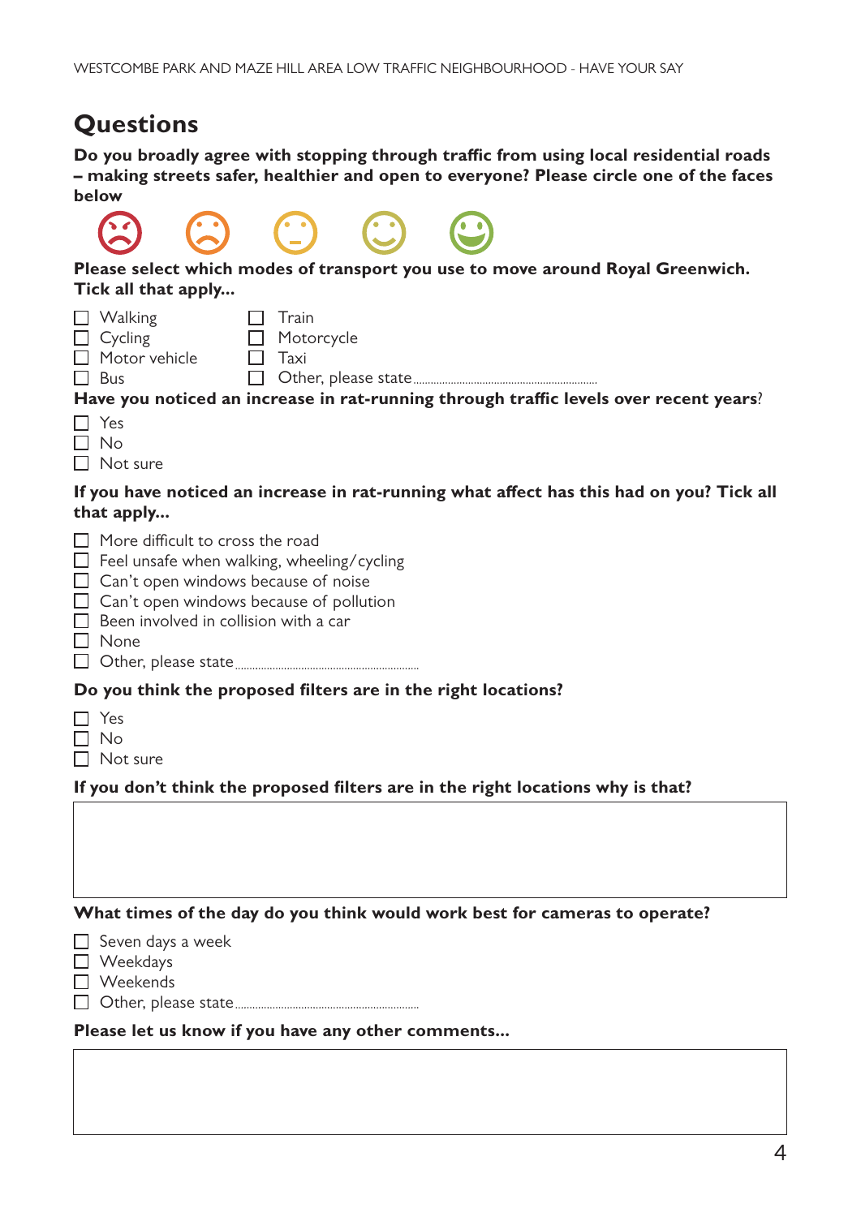## Questions

**Do you broadly agree with stopping through traffic from using local residential roads – making streets safer, healthier and open to everyone? Please circle one of the faces below**

**Please select which modes of transport you use to move around Royal Greenwich. Tick all that apply...**

- ☐ Walking
- ☐ Cycling
- ☐ Motor vehicle
- ☐ Bus
- ☐ Train
- ☐ Motorcycle
- ☐ Taxi
- ☐ Other, please state ............................................................

**Have you noticed an increase in rat-running through traffic levels over recent years**?

- ☐ Yes
- ☐ No
- ☐ Not sure

**If you have noticed an increase in rat-running what affect has this had on you? Tick all that apply...**

- ☐ More difficult to cross the road
- ☐ Feel unsafe when walking, wheeling/cycling
- ☐ Can't open windows because of noise
- ☐ Can't open windows because of pollution
- ☐ Been involved in collision with a car
- ☐ None
- ☐ Other, please state ............................................................

**Do you think the proposed filters are in the right locations?**

- ☐ Yes
- ☐ No
- ☐ Not sure

**If you don't think the proposed filters are in the right locations why is that?**

**What times of the day do you think would work best for cameras to operate?**

- ☐ Seven days a week
- ☐ Weekdays
- ☐ Weekends
- ☐ Other, please state ............................................................

**Please let us know if you have any other comments...**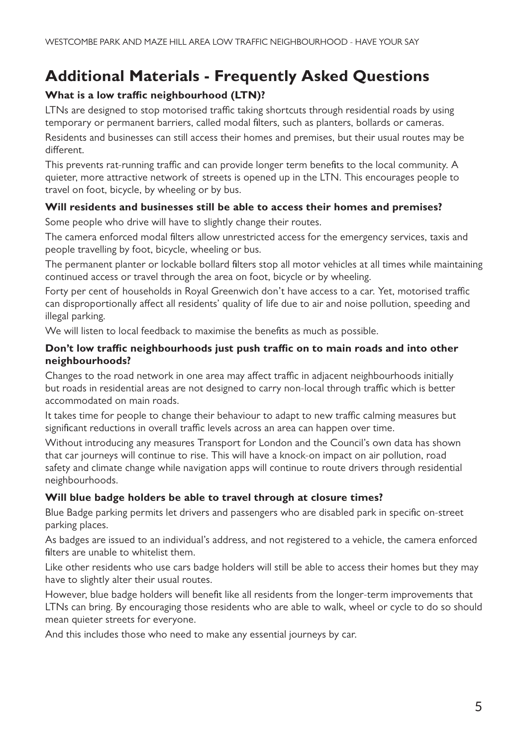# Additional Materials - Frequently Asked Questions

### What is a low traffic neighbourhood (LTN)?

LTNs are designed to stop motorised traffic taking shortcuts through residential roads by using temporary or permanent barriers, called modal filters, such as planters, bollards or cameras.

Residents and businesses can still access their homes and premises, but their usual routes may be different.

This prevents rat-running traffic and can provide longer term benefits to the local community. A quieter, more attractive network of streets is opened up in the LTN. This encourages people to travel on foot, bicycle, by wheeling or by bus.

### Will residents and businesses still be able to access their homes and premises?

Some people who drive will have to slightly change their routes.

The camera enforced modal filters allow unrestricted access for the emergency services, taxis and people travelling by foot, bicycle, wheeling or bus.

The permanent planter or lockable bollard filters stop all motor vehicles at all times while maintaining continued access or travel through the area on foot, bicycle or by wheeling.

Forty per cent of households in Royal Greenwich don't have access to a car. Yet, motorised traffic can disproportionally affect all residents' quality of life due to air and noise pollution, speeding and illegal parking.

We will listen to local feedback to maximise the benefits as much as possible.

### Don't low traffic neighbourhoods just push traffic on to main roads and into other neighbourhoods?

Changes to the road network in one area may affect traffic in adjacent neighbourhoods initially but roads in residential areas are not designed to carry non-local through traffic which is better accommodated on main roads.

It takes time for people to change their behaviour to adapt to new traffic calming measures but significant reductions in overall traffic levels across an area can happen over time.

Without introducing any measures Transport for London and the Council's own data has shown that car journeys will continue to rise. This will have a knock-on impact on air pollution, road safety and climate change while navigation apps will continue to route drivers through residential neighbourhoods.

### Will blue badge holders be able to travel through at closure times?

Blue Badge parking permits let drivers and passengers who are disabled park in specific on-street parking places.

As badges are issued to an individual's address, and not registered to a vehicle, the camera enforced filters are unable to whitelist them.

Like other residents who use cars badge holders will still be able to access their homes but they may have to slightly alter their usual routes.

However, blue badge holders will benefit like all residents from the longer-term improvements that LTNs can bring. By encouraging those residents who are able to walk, wheel or cycle to do so should mean quieter streets for everyone.

And this includes those who need to make any essential journeys by car.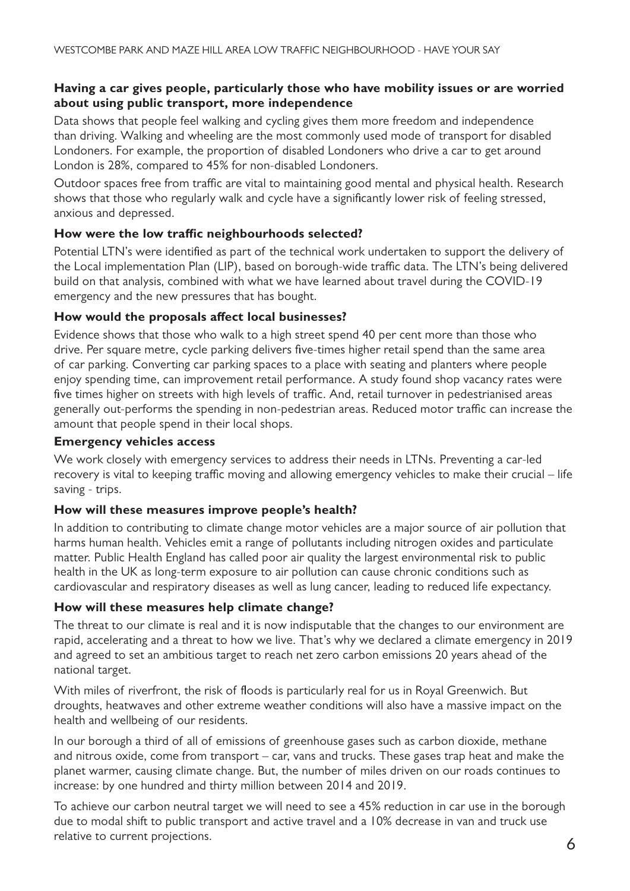**Having a car gives people, particularly those who have mobility issues or are worried about using public transport, more independence**

Data shows that people feel walking and cycling gives them more freedom and independence than driving. Walking and wheeling are the most commonly used mode of transport for disabled Londoners. For example, the proportion of disabled Londoners who drive a car to get around London is 28%, compared to 45% for non-disabled Londoners.

Outdoor spaces free from traffic are vital to maintaining good mental and physical health. Research shows that those who regularly walk and cycle have a significantly lower risk of feeling stressed, anxious and depressed.

**How were the low traffic neighbourhoods selected?**

Potential LTN's were identified as part of the technical work undertaken to support the delivery of the Local implementation Plan (LIP), based on borough-wide traffic data. The LTN's being delivered build on that analysis, combined with what we have learned about travel during the COVID-19 emergency and the new pressures that has bought.

**How would the proposals affect local businesses?**

Evidence shows that those who walk to a high street spend 40 per cent more than those who drive. Per square metre, cycle parking delivers five-times higher retail spend than the same area of car parking. Converting car parking spaces to a place with seating and planters where people enjoy spending time, can improvement retail performance. A study found shop vacancy rates were five times higher on streets with high levels of traffic. And, retail turnover in pedestrianised areas generally out-performs the spending in non-pedestrian areas. Reduced motor traffic can increase the amount that people spend in their local shops.

**Emergency vehicles access**

We work closely with emergency services to address their needs in LTNs. Preventing a car-led recovery is vital to keeping traffic moving and allowing emergency vehicles to make their crucial – life saving - trips.

**How will these measures improve people's health?**

In addition to contributing to climate change motor vehicles are a major source of air pollution that harms human health. Vehicles emit a range of pollutants including nitrogen oxides and particulate matter. Public Health England has called poor air quality the largest environmental risk to public health in the UK as long-term exposure to air pollution can cause chronic conditions such as cardiovascular and respiratory diseases as well as lung cancer, leading to reduced life expectancy.

**How will these measures help climate change?**

The threat to our climate is real and it is now indisputable that the changes to our environment are rapid, accelerating and a threat to how we live. That's why we declared a climate emergency in 2019 and agreed to set an ambitious target to reach net zero carbon emissions 20 years ahead of the national target.

With miles of riverfront, the risk of floods is particularly real for us in Royal Greenwich. But droughts, heatwaves and other extreme weather conditions will also have a massive impact on the health and wellbeing of our residents.

In our borough a third of all of emissions of greenhouse gases such as carbon dioxide, methane and nitrous oxide, come from transport – car, vans and trucks. These gases trap heat and make the planet warmer, causing climate change. But, the number of miles driven on our roads continues to increase: by one hundred and thirty million between 2014 and 2019.

To achieve our carbon neutral target we will need to see a 45% reduction in car use in the borough due to modal shift to public transport and active travel and a 10% decrease in van and truck use relative to current projections.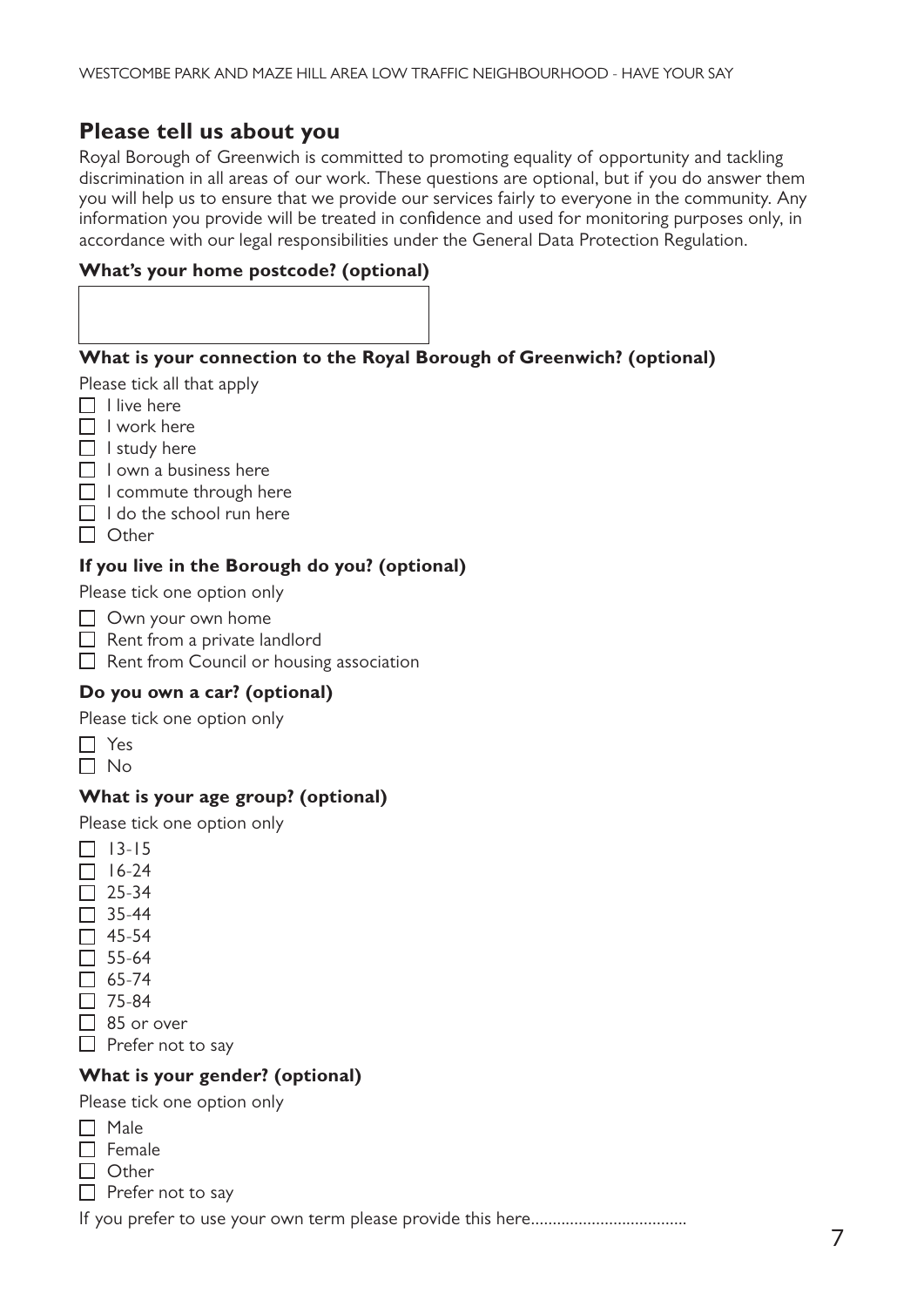## Please tell us about you

Royal Borough of Greenwich is committed to promoting equality of opportunity and tackling discrimination in all areas of our work. These questions are optional, but if you do answer them you will help us to ensure that we provide our services fairly to everyone in the community. Any information you provide will be treated in confidence and used for monitoring purposes only, in accordance with our legal responsibilities under the General Data Protection Regulation.

**What's your home postcode? (optional)**

&nbsp;

**What is your connection to the Royal Borough of Greenwich? (optional)**

Please tick all that apply

- ☐ I live here
- ☐ I work here
- ☐ I study here
- ☐ I own a business here
- ☐ I commute through here
- ☐ I do the school run here
- ☐ Other

**If you live in the Borough do you? (optional)**

Please tick one option only

- ☐ Own your own home
- ☐ Rent from a private landlord
- ☐ Rent from Council or housing association

**Do you own a car? (optional)**

Please tick one option only

- ☐ Yes
- ☐ No

**What is your age group? (optional)**

Please tick one option only

- ☐ 13-15
- ☐ 16-24
- ☐ 25-34
- ☐ 35-44
- ☐ 45-54
- ☐ 55-64
- ☐ 65-74
- ☐ 75-84
- ☐ 85 or over
- ☐ Prefer not to say

**What is your gender? (optional)**

Please tick one option only

- ☐ Male
- ☐ Female
- ☐ Other
- ☐ Prefer not to say

If you prefer to use your own term please provide this here....................................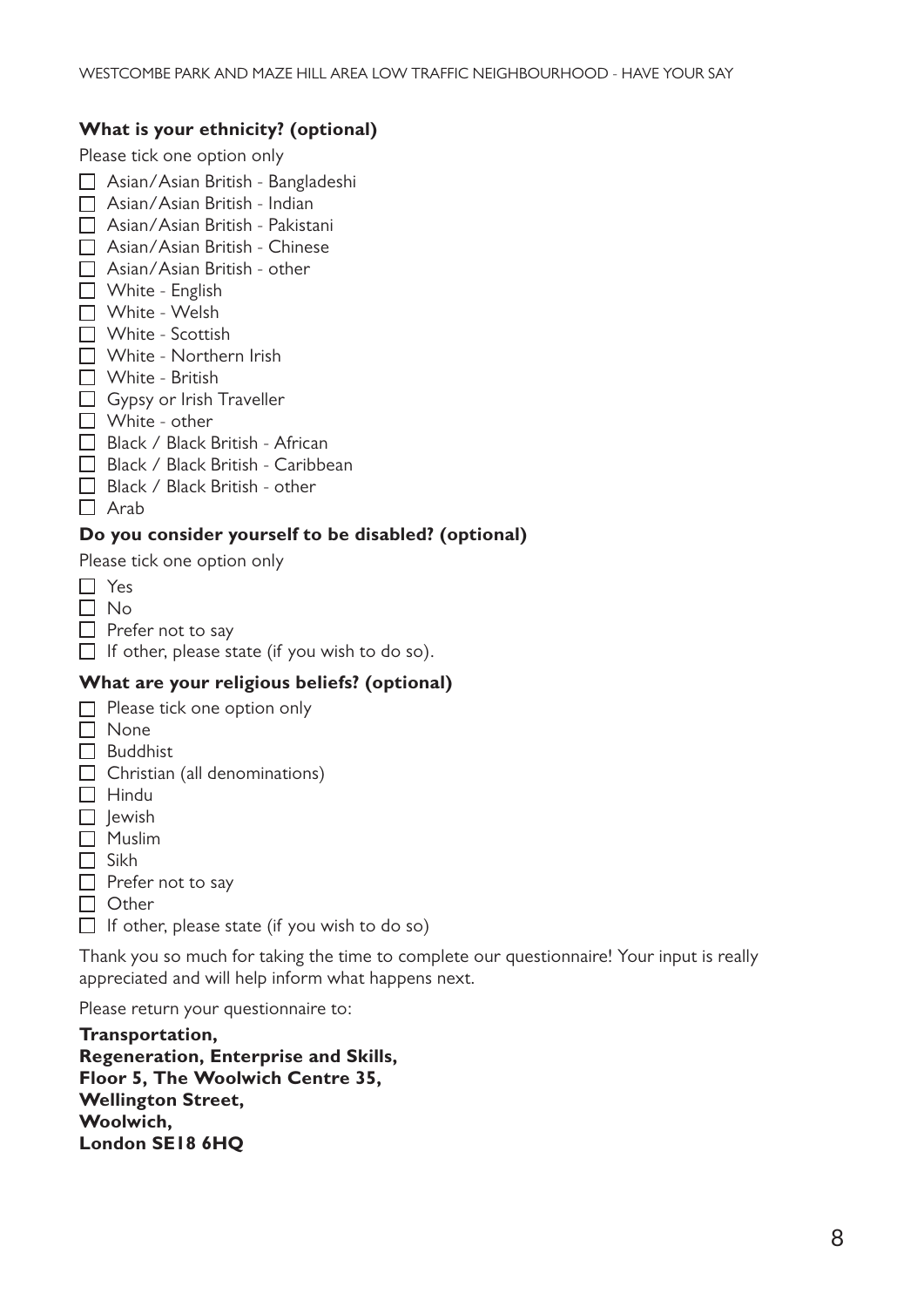**What is your ethnicity? (optional)**

Please tick one option only

- ☐ Asian/Asian British - Bangladeshi
- ☐ Asian/Asian British - Indian
- ☐ Asian/Asian British - Pakistani
- ☐ Asian/Asian British - Chinese
- ☐ Asian/Asian British - other
- ☐ White - English
- ☐ White - Welsh
- ☐ White - Scottish
- ☐ White - Northern Irish
- ☐ White - British
- ☐ Gypsy or Irish Traveller
- ☐ White - other
- ☐ Black / Black British - African
- ☐ Black / Black British - Caribbean
- ☐ Black / Black British - other
- ☐ Arab

**Do you consider yourself to be disabled? (optional)**

Please tick one option only

- ☐ Yes
- ☐ No
- ☐ Prefer not to say
- ☐ If other, please state (if you wish to do so).

**What are your religious beliefs? (optional)**

- ☐ Please tick one option only
- ☐ None
- ☐ Buddhist
- ☐ Christian (all denominations)
- ☐ Hindu
- ☐ Jewish
- ☐ Muslim
- ☐ Sikh
- ☐ Prefer not to say
- ☐ Other
- ☐ If other, please state (if you wish to do so)

Thank you so much for taking the time to complete our questionnaire! Your input is really appreciated and will help inform what happens next.

Please return your questionnaire to:

**Transportation,**
**Regeneration, Enterprise and Skills,**
**Floor 5, The Woolwich Centre 35,**
**Wellington Street,**
**Woolwich,**
**London SE18 6HQ**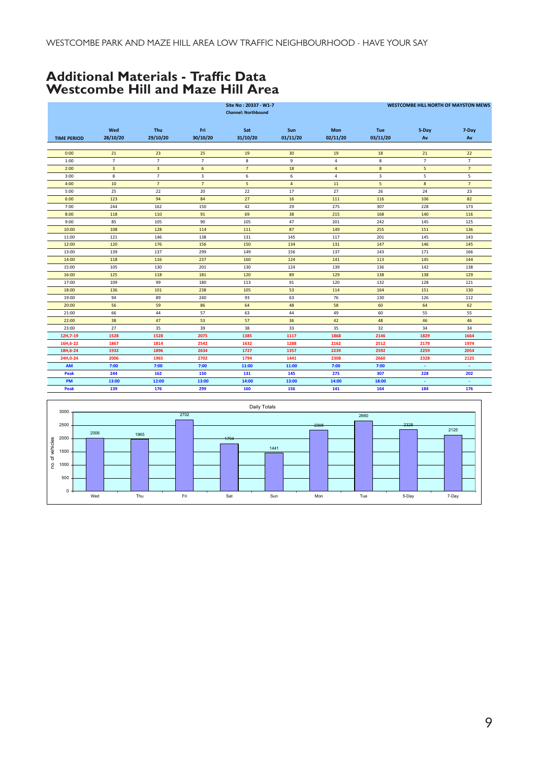WESTCOMBE PARK AND MAZE HILL AREA LOW TRAFFIC NEIGHBOURHOOD - HAVE YOUR SAY

# Additional Materials - Traffic Data
# Westcombe Hill and Maze Hill Area

**Site No : 20337 - W1-7**
**Channel: Northbound**

**WESTCOMBE HILL NORTH OF MAYSTON MEWS**

| TIME PERIOD | Wed 28/10/20 | Thu 29/10/20 | Fri 30/10/20 | Sat 31/10/20 | Sun 01/11/20 | Mon 02/11/20 | Tue 03/11/20 | 5-Day Av | 7-Day Av |
|---|---|---|---|---|---|---|---|---|---|
| 0:00 | 21 | 23 | 25 | 19 | 30 | 19 | 18 | 21 | 22 |
| 1:00 | 7 | 7 | 7 | 8 | 9 | 4 | 8 | 7 | 7 |
| 2:00 | 3 | 3 | 6 | 7 | 18 | 4 | 8 | 5 | 7 |
| 3:00 | 8 | 7 | 3 | 6 | 6 | 4 | 3 | 5 | 5 |
| 4:00 | 10 | 7 | 7 | 5 | 4 | 11 | 5 | 8 | 7 |
| 5:00 | 25 | 22 | 20 | 22 | 17 | 27 | 26 | 24 | 23 |
| 6:00 | 123 | 94 | 84 | 27 | 16 | 111 | 116 | 106 | 82 |
| 7:00 | 244 | 162 | 150 | 42 | 29 | 275 | 307 | 228 | 173 |
| 8:00 | 118 | 110 | 91 | 69 | 38 | 215 | 168 | 140 | 116 |
| 9:00 | 85 | 105 | 90 | 105 | 47 | 201 | 242 | 145 | 125 |
| 10:00 | 108 | 128 | 114 | 111 | 87 | 149 | 255 | 151 | 136 |
| 11:00 | 121 | 146 | 138 | 131 | 145 | 117 | 201 | 145 | 143 |
| 12:00 | 120 | 176 | 156 | 150 | 134 | 131 | 147 | 146 | 145 |
| 13:00 | 139 | 137 | 299 | 149 | 156 | 137 | 143 | 171 | 166 |
| 14:00 | 118 | 116 | 237 | 160 | 124 | 141 | 113 | 145 | 144 |
| 15:00 | 105 | 130 | 201 | 130 | 124 | 139 | 136 | 142 | 138 |
| 16:00 | 125 | 118 | 181 | 120 | 89 | 129 | 138 | 138 | 129 |
| 17:00 | 109 | 99 | 180 | 113 | 91 | 120 | 132 | 128 | 121 |
| 18:00 | 136 | 101 | 238 | 105 | 53 | 114 | 164 | 151 | 130 |
| 19:00 | 94 | 89 | 240 | 93 | 63 | 76 | 130 | 126 | 112 |
| 20:00 | 56 | 59 | 86 | 64 | 48 | 58 | 60 | 64 | 62 |
| 21:00 | 66 | 44 | 57 | 63 | 44 | 49 | 60 | 55 | 55 |
| 22:00 | 38 | 47 | 53 | 57 | 36 | 42 | 48 | 46 | 46 |
| 23:00 | 27 | 35 | 39 | 38 | 33 | 35 | 32 | 34 | 34 |
| **12H,7-19** | **1528** | **1528** | **2075** | **1385** | **1117** | **1868** | **2146** | **1829** | **1664** |
| **16H,6-22** | **1867** | **1814** | **2542** | **1632** | **1288** | **2162** | **2512** | **2179** | **1974** |
| **18H,6-24** | **1932** | **1896** | **2634** | **1727** | **1357** | **2239** | **2592** | **2259** | **2054** |
| **24H,0-24** | **2006** | **1965** | **2702** | **1794** | **1441** | **2308** | **2660** | **2328** | **2125** |
| **AM** | **7:00** | **7:00** | **7:00** | **11:00** | **11:00** | **7:00** | **7:00** | - | - |
| **Peak** | **244** | **162** | **150** | **131** | **145** | **275** | **307** | **228** | **202** |
| **PM** | **13:00** | **12:00** | **13:00** | **14:00** | **13:00** | **14:00** | **18:00** | - | - |
| **Peak** | **139** | **176** | **299** | **160** | **156** | **141** | **164** | **184** | **176** |

Daily Totals

| | Wed | Thu | Fri | Sat | Sun | Mon | Tue | 5-Day | 7-Day |
|---|---|---|---|---|---|---|---|---|---|
| no. of vehicles | 2006 | 1965 | 2702 | 1794 | 1441 | 2308 | 2660 | 2328 | 2125 |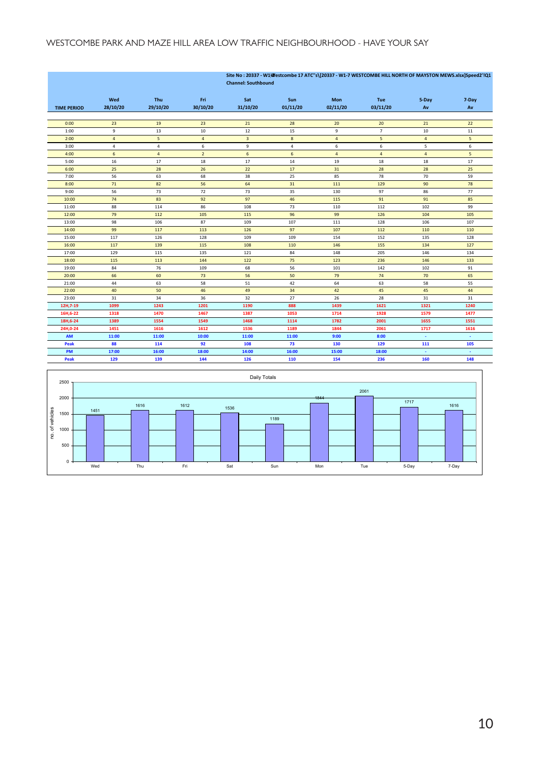WESTCOMBE PARK AND MAZE HILL AREA LOW TRAFFIC NEIGHBOURHOOD - HAVE YOUR SAY

**Site No : 20337 - W1Westcombe 17 ATC''s\[20337 - W1-7 WESTCOMBE HILL NORTH OF MAYSTON MEWS.xlsx]Speed2'!Q1**
**Channel: Southbound**

| TIME PERIOD | Wed 28/10/20 | Thu 29/10/20 | Fri 30/10/20 | Sat 31/10/20 | Sun 01/11/20 | Mon 02/11/20 | Tue 03/11/20 | 5-Day Av | 7-Day Av |
|---|---|---|---|---|---|---|---|---|---|
| 0:00 | 23 | 19 | 23 | 21 | 28 | 20 | 20 | 21 | 22 |
| 1:00 | 9 | 13 | 10 | 12 | 15 | 9 | 7 | 10 | 11 |
| 2:00 | 4 | 5 | 4 | 3 | 8 | 4 | 5 | 4 | 5 |
| 3:00 | 4 | 4 | 6 | 9 | 4 | 6 | 6 | 5 | 6 |
| 4:00 | 6 | 4 | 2 | 6 | 6 | 4 | 4 | 4 | 5 |
| 5:00 | 16 | 17 | 18 | 17 | 14 | 19 | 18 | 18 | 17 |
| 6:00 | 25 | 28 | 26 | 22 | 17 | 31 | 28 | 28 | 25 |
| 7:00 | 56 | 63 | 68 | 38 | 25 | 85 | 78 | 70 | 59 |
| 8:00 | 71 | 82 | 56 | 64 | 31 | 111 | 129 | 90 | 78 |
| 9:00 | 56 | 73 | 72 | 73 | 35 | 130 | 97 | 86 | 77 |
| 10:00 | 74 | 83 | 92 | 97 | 46 | 115 | 91 | 91 | 85 |
| 11:00 | 88 | 114 | 86 | 108 | 73 | 110 | 112 | 102 | 99 |
| 12:00 | 79 | 112 | 105 | 115 | 96 | 99 | 126 | 104 | 105 |
| 13:00 | 98 | 106 | 87 | 109 | 107 | 111 | 128 | 106 | 107 |
| 14:00 | 99 | 117 | 113 | 126 | 97 | 107 | 112 | 110 | 110 |
| 15:00 | 117 | 126 | 128 | 109 | 109 | 154 | 152 | 135 | 128 |
| 16:00 | 117 | 139 | 115 | 108 | 110 | 146 | 155 | 134 | 127 |
| 17:00 | 129 | 115 | 135 | 121 | 84 | 148 | 205 | 146 | 134 |
| 18:00 | 115 | 113 | 144 | 122 | 75 | 123 | 236 | 146 | 133 |
| 19:00 | 84 | 76 | 109 | 68 | 56 | 101 | 142 | 102 | 91 |
| 20:00 | 66 | 60 | 73 | 56 | 50 | 79 | 74 | 70 | 65 |
| 21:00 | 44 | 63 | 58 | 51 | 42 | 64 | 63 | 58 | 55 |
| 22:00 | 40 | 50 | 46 | 49 | 34 | 42 | 45 | 45 | 44 |
| 23:00 | 31 | 34 | 36 | 32 | 27 | 26 | 28 | 31 | 31 |
| 12H,7-19 | 1099 | 1243 | 1201 | 1190 | 888 | 1439 | 1621 | 1321 | 1240 |
| 16H,6-22 | 1318 | 1470 | 1467 | 1387 | 1053 | 1714 | 1928 | 1579 | 1477 |
| 18H,6-24 | 1389 | 1554 | 1549 | 1468 | 1114 | 1782 | 2001 | 1655 | 1551 |
| 24H,0-24 | 1451 | 1616 | 1612 | 1536 | 1189 | 1844 | 2061 | 1717 | 1616 |
| AM | 11:00 | 11:00 | 10:00 | 11:00 | 11:00 | 9:00 | 8:00 | - | - |
| Peak | 88 | 114 | 92 | 108 | 73 | 130 | 129 | 111 | 105 |
| PM | 17:00 | 16:00 | 18:00 | 14:00 | 16:00 | 15:00 | 18:00 | - | - |
| Peak | 129 | 139 | 144 | 126 | 110 | 154 | 236 | 160 | 148 |

Daily Totals

| | Wed | Thu | Fri | Sat | Sun | Mon | Tue | 5-Day | 7-Day |
|---|---|---|---|---|---|---|---|---|---|
| no. of vehicles | 1451 | 1616 | 1612 | 1536 | 1189 | 1844 | 2061 | 1717 | 1616 |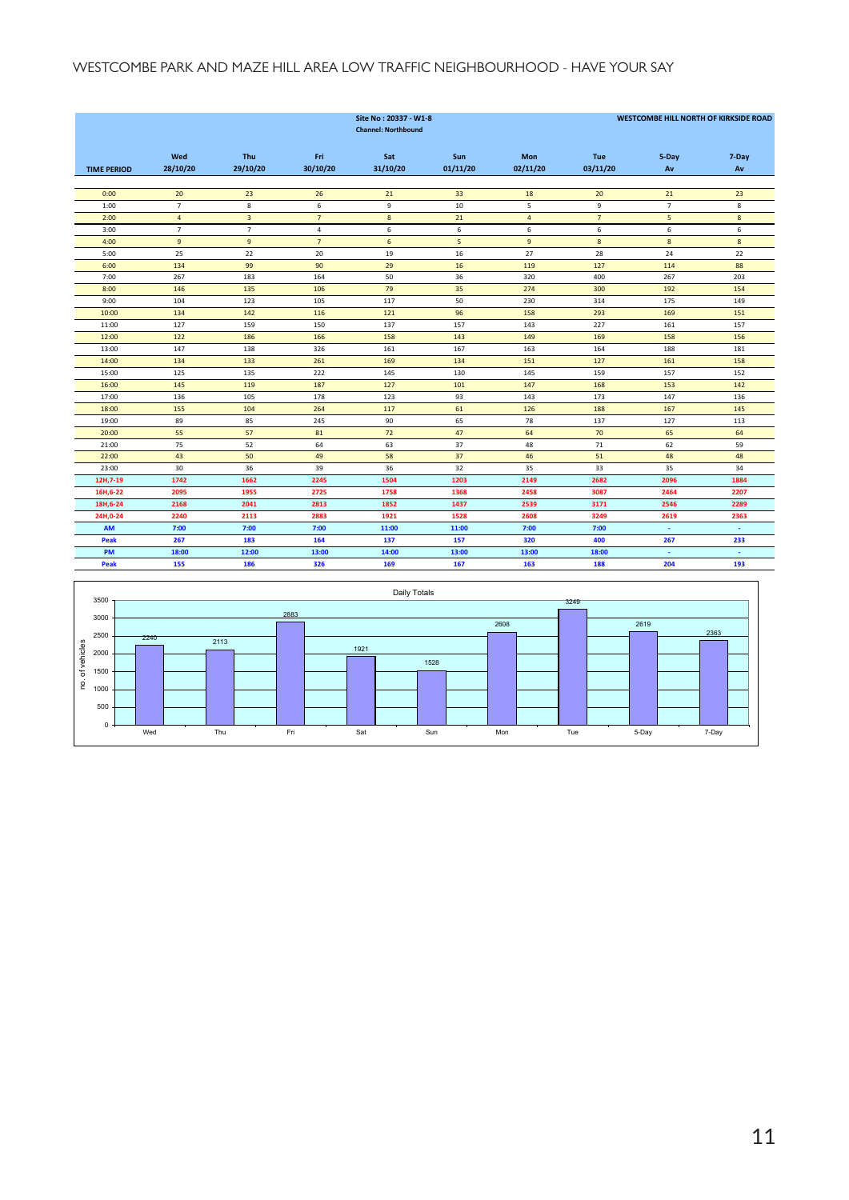WESTCOMBE PARK AND MAZE HILL AREA LOW TRAFFIC NEIGHBOURHOOD - HAVE YOUR SAY

**Site No : 20337 - W1-8**
**Channel: Northbound**

**WESTCOMBE HILL NORTH OF KIRKSIDE ROAD**

| TIME PERIOD | Wed 28/10/20 | Thu 29/10/20 | Fri 30/10/20 | Sat 31/10/20 | Sun 01/11/20 | Mon 02/11/20 | Tue 03/11/20 | 5-Day Av | 7-Day Av |
|---|---|---|---|---|---|---|---|---|---|
| 0:00 | 20 | 23 | 26 | 21 | 33 | 18 | 20 | 21 | 23 |
| 1:00 | 7 | 8 | 6 | 9 | 10 | 5 | 9 | 7 | 8 |
| 2:00 | 4 | 3 | 7 | 8 | 21 | 4 | 7 | 5 | 8 |
| 3:00 | 7 | 7 | 4 | 6 | 6 | 6 | 6 | 6 | 6 |
| 4:00 | 9 | 9 | 7 | 6 | 5 | 9 | 8 | 8 | 8 |
| 5:00 | 25 | 22 | 20 | 19 | 16 | 27 | 28 | 24 | 22 |
| 6:00 | 134 | 99 | 90 | 29 | 16 | 119 | 127 | 114 | 88 |
| 7:00 | 267 | 183 | 164 | 50 | 36 | 320 | 400 | 267 | 203 |
| 8:00 | 146 | 135 | 106 | 79 | 35 | 274 | 300 | 192 | 154 |
| 9:00 | 104 | 123 | 105 | 117 | 50 | 230 | 314 | 175 | 149 |
| 10:00 | 134 | 142 | 116 | 121 | 96 | 158 | 293 | 169 | 151 |
| 11:00 | 127 | 159 | 150 | 137 | 157 | 143 | 227 | 161 | 157 |
| 12:00 | 122 | 186 | 166 | 158 | 143 | 149 | 169 | 158 | 156 |
| 13:00 | 147 | 138 | 326 | 161 | 167 | 163 | 164 | 188 | 181 |
| 14:00 | 134 | 133 | 261 | 169 | 134 | 151 | 127 | 161 | 158 |
| 15:00 | 125 | 135 | 222 | 145 | 130 | 145 | 159 | 157 | 152 |
| 16:00 | 145 | 119 | 187 | 127 | 101 | 147 | 168 | 153 | 142 |
| 17:00 | 136 | 105 | 178 | 123 | 93 | 143 | 173 | 147 | 136 |
| 18:00 | 155 | 104 | 264 | 117 | 61 | 126 | 188 | 167 | 145 |
| 19:00 | 89 | 85 | 245 | 90 | 65 | 78 | 137 | 127 | 113 |
| 20:00 | 55 | 57 | 81 | 72 | 47 | 64 | 70 | 65 | 64 |
| 21:00 | 75 | 52 | 64 | 63 | 37 | 48 | 71 | 62 | 59 |
| 22:00 | 43 | 50 | 49 | 58 | 37 | 46 | 51 | 48 | 48 |
| 23:00 | 30 | 36 | 39 | 36 | 32 | 35 | 33 | 35 | 34 |
| 12H,7-19 | 1742 | 1662 | 2245 | 1504 | 1203 | 2149 | 2682 | 2096 | 1884 |
| 16H,6-22 | 2095 | 1955 | 2725 | 1758 | 1368 | 2458 | 3087 | 2464 | 2207 |
| 18H,6-24 | 2168 | 2041 | 2813 | 1852 | 1437 | 2539 | 3171 | 2546 | 2289 |
| 24H,0-24 | 2240 | 2113 | 2883 | 1921 | 1528 | 2608 | 3249 | 2619 | 2363 |
| AM | 7:00 | 7:00 | 7:00 | 11:00 | 11:00 | 7:00 | 7:00 | - | - |
| Peak | 267 | 183 | 164 | 137 | 157 | 320 | 400 | 267 | 233 |
| PM | 18:00 | 12:00 | 13:00 | 14:00 | 13:00 | 13:00 | 18:00 | - | - |
| Peak | 155 | 186 | 326 | 169 | 167 | 163 | 188 | 204 | 193 |

Daily Totals

| | Wed | Thu | Fri | Sat | Sun | Mon | Tue | 5-Day | 7-Day |
|---|---|---|---|---|---|---|---|---|---|
| no. of vehicles | 2240 | 2113 | 2883 | 1921 | 1528 | 2608 | 3249 | 2619 | 2363 |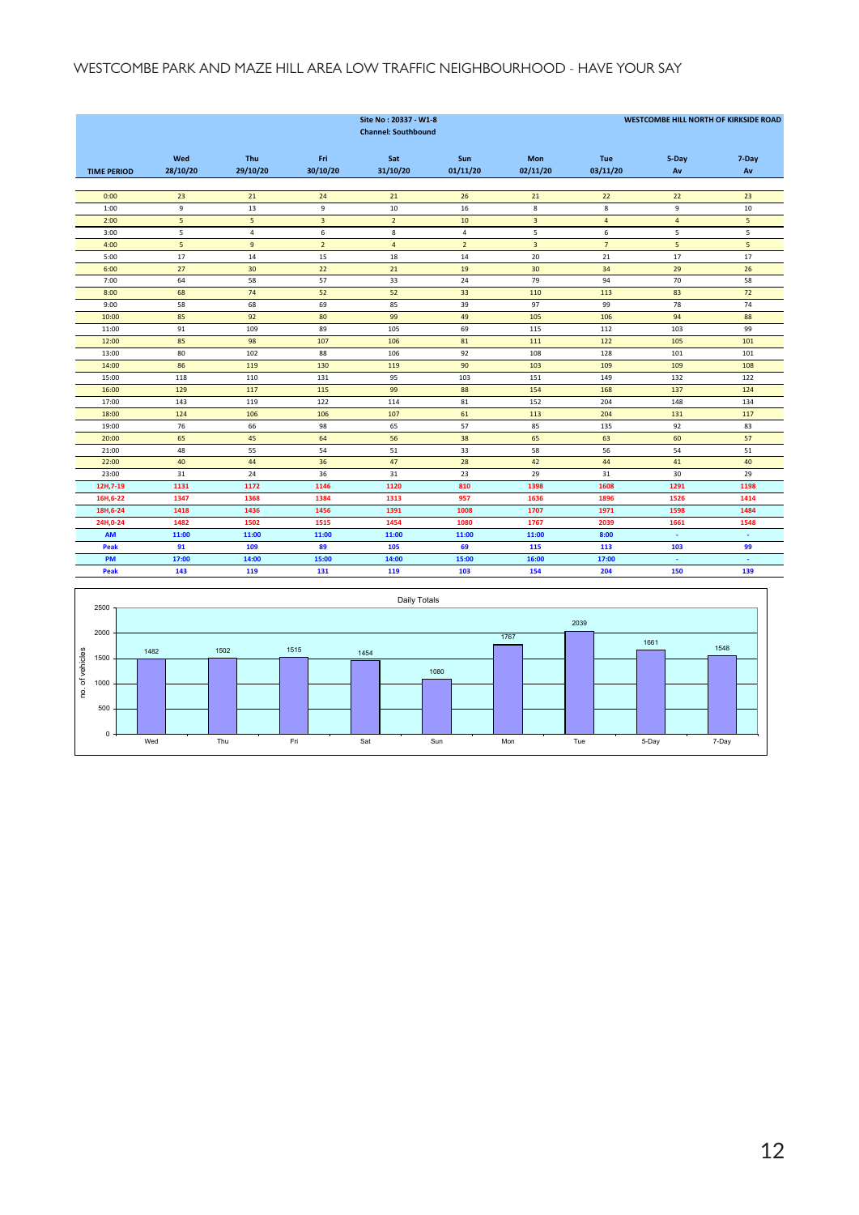WESTCOMBE PARK AND MAZE HILL AREA LOW TRAFFIC NEIGHBOURHOOD - HAVE YOUR SAY

**Site No : 20337 - W1-8**
**Channel: Southbound**

**WESTCOMBE HILL NORTH OF KIRKSIDE ROAD**

| TIME PERIOD | Wed 28/10/20 | Thu 29/10/20 | Fri 30/10/20 | Sat 31/10/20 | Sun 01/11/20 | Mon 02/11/20 | Tue 03/11/20 | 5-Day Av | 7-Day Av |
|---|---|---|---|---|---|---|---|---|---|
| 0:00 | 23 | 21 | 24 | 21 | 26 | 21 | 22 | 22 | 23 |
| 1:00 | 9 | 13 | 9 | 10 | 16 | 8 | 8 | 9 | 10 |
| 2:00 | 5 | 5 | 3 | 2 | 10 | 3 | 4 | 4 | 5 |
| 3:00 | 5 | 4 | 6 | 8 | 4 | 5 | 6 | 5 | 5 |
| 4:00 | 5 | 9 | 2 | 4 | 2 | 3 | 7 | 5 | 5 |
| 5:00 | 17 | 14 | 15 | 18 | 14 | 20 | 21 | 17 | 17 |
| 6:00 | 27 | 30 | 22 | 21 | 19 | 30 | 34 | 29 | 26 |
| 7:00 | 64 | 58 | 57 | 33 | 24 | 79 | 94 | 70 | 58 |
| 8:00 | 68 | 74 | 52 | 52 | 33 | 110 | 113 | 83 | 72 |
| 9:00 | 58 | 68 | 69 | 85 | 39 | 97 | 99 | 78 | 74 |
| 10:00 | 85 | 92 | 80 | 99 | 49 | 105 | 106 | 94 | 88 |
| 11:00 | 91 | 109 | 89 | 105 | 69 | 115 | 112 | 103 | 99 |
| 12:00 | 85 | 98 | 107 | 106 | 81 | 111 | 122 | 105 | 101 |
| 13:00 | 80 | 102 | 88 | 106 | 92 | 108 | 128 | 101 | 101 |
| 14:00 | 86 | 119 | 130 | 119 | 90 | 103 | 109 | 109 | 108 |
| 15:00 | 118 | 110 | 131 | 95 | 103 | 151 | 149 | 132 | 122 |
| 16:00 | 129 | 117 | 115 | 99 | 88 | 154 | 168 | 137 | 124 |
| 17:00 | 143 | 119 | 122 | 114 | 81 | 152 | 204 | 148 | 134 |
| 18:00 | 124 | 106 | 106 | 107 | 61 | 113 | 204 | 131 | 117 |
| 19:00 | 76 | 66 | 98 | 65 | 57 | 85 | 135 | 92 | 83 |
| 20:00 | 65 | 45 | 64 | 56 | 38 | 65 | 63 | 60 | 57 |
| 21:00 | 48 | 55 | 54 | 51 | 33 | 58 | 56 | 54 | 51 |
| 22:00 | 40 | 44 | 36 | 47 | 28 | 42 | 44 | 41 | 40 |
| 23:00 | 31 | 24 | 36 | 31 | 23 | 29 | 31 | 30 | 29 |
| **12H,7-19** | **1131** | **1172** | **1146** | **1120** | **810** | **1398** | **1608** | **1291** | **1198** |
| **16H,6-22** | **1347** | **1368** | **1384** | **1313** | **957** | **1636** | **1896** | **1526** | **1414** |
| **18H,6-24** | **1418** | **1436** | **1456** | **1391** | **1008** | **1707** | **1971** | **1598** | **1484** |
| **24H,0-24** | **1482** | **1502** | **1515** | **1454** | **1080** | **1767** | **2039** | **1661** | **1548** |
| **AM** | **11:00** | **11:00** | **11:00** | **11:00** | **11:00** | **11:00** | **8:00** | **-** | **-** |
| **Peak** | **91** | **109** | **89** | **105** | **69** | **115** | **113** | **103** | **99** |
| **PM** | **17:00** | **14:00** | **15:00** | **14:00** | **15:00** | **16:00** | **17:00** | **-** | **-** |
| **Peak** | **143** | **119** | **131** | **119** | **103** | **154** | **204** | **150** | **139** |

Daily Totals

| | Wed | Thu | Fri | Sat | Sun | Mon | Tue | 5-Day | 7-Day |
|---|---|---|---|---|---|---|---|---|---|
| no. of vehicles | 1482 | 1502 | 1515 | 1454 | 1080 | 1767 | 2039 | 1661 | 1548 |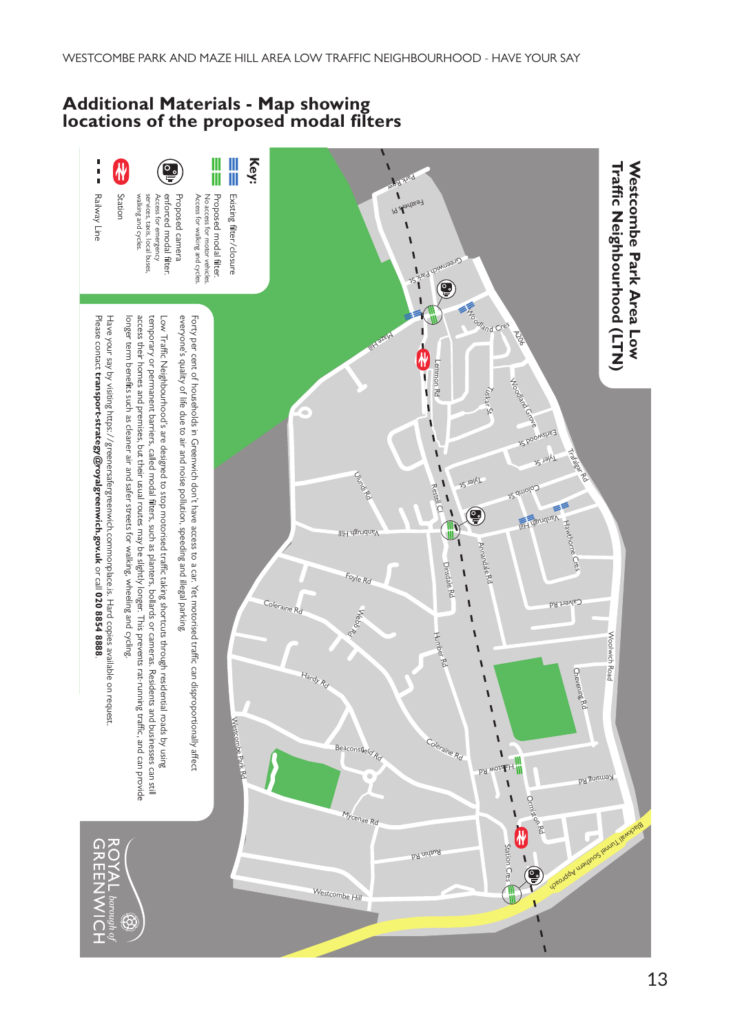## Additional Materials - Map showing locations of the proposed modal filters

**Westcombe Park Area Low Traffic Neighbourhood (LTN)**

**Key:**

- Existing filter/closure
- Proposed modal filter. No access for motor vehicles. Access for walking and cycles.
- Proposed camera enforced modal filter. Access for emergency services, taxis, local buses, walking and cycles.
- Station
- Railway Line

Park Row
Feathers Pl
Greenwich Park St
Maze Hill
Woodland Cres
A206
Lemmon Rd
Tuskar St
Woodland Grove
Earlswood St
Tyler St
Trafalgar Rd
Ulundi Rd
Restell Cl
Tyler St
Colomb St
Vanbrugh Hill
Vanbrugh Hill
Hawthorne Cres
Annandale Rd
Dinsdale Rd
Foyle Rd
Calvert Rd
Coleraine Rd
Webb Rd
Humber Rd
Woolwich Road
Hardy Rd
Chevening Rd
Westcombe Park Rd
Beaconsfield Rd
Coleraine Rd
Halstow Rd
Kemsing Rd
Mycenae Rd
Ormiston Rd
Blackwall Tunnel Southern Approach
Ruthin Rd
Station Cres
Westcombe Hill

Forty per cent of households in Greenwich don't have access to a car. Yet motorised traffic can disproportionally affect everyone's quality of life due to air and noise pollution, speeding and illegal parking.

Low Traffic Neighbourhood's are designed to stop motorised traffic taking shortcuts through residential roads by using temporary or permanent barriers, called modal filters, such as planters, bollards or cameras. Residents and businesses can still access their homes and premises, but their usual routes may be slightly longer. This prevents rat-running traffic, and can provide longer term benefits such as cleaner air and safer streets for walking, wheeling and cycling.

Have your say by visiting https://greenersafergreenwich.commonplace.is. Hard copies available on request. Please contact **transport-strategy@royalgreenwich.gov.uk** or call **020 8854 8888**.

ROYAL *borough of* GREENWICH